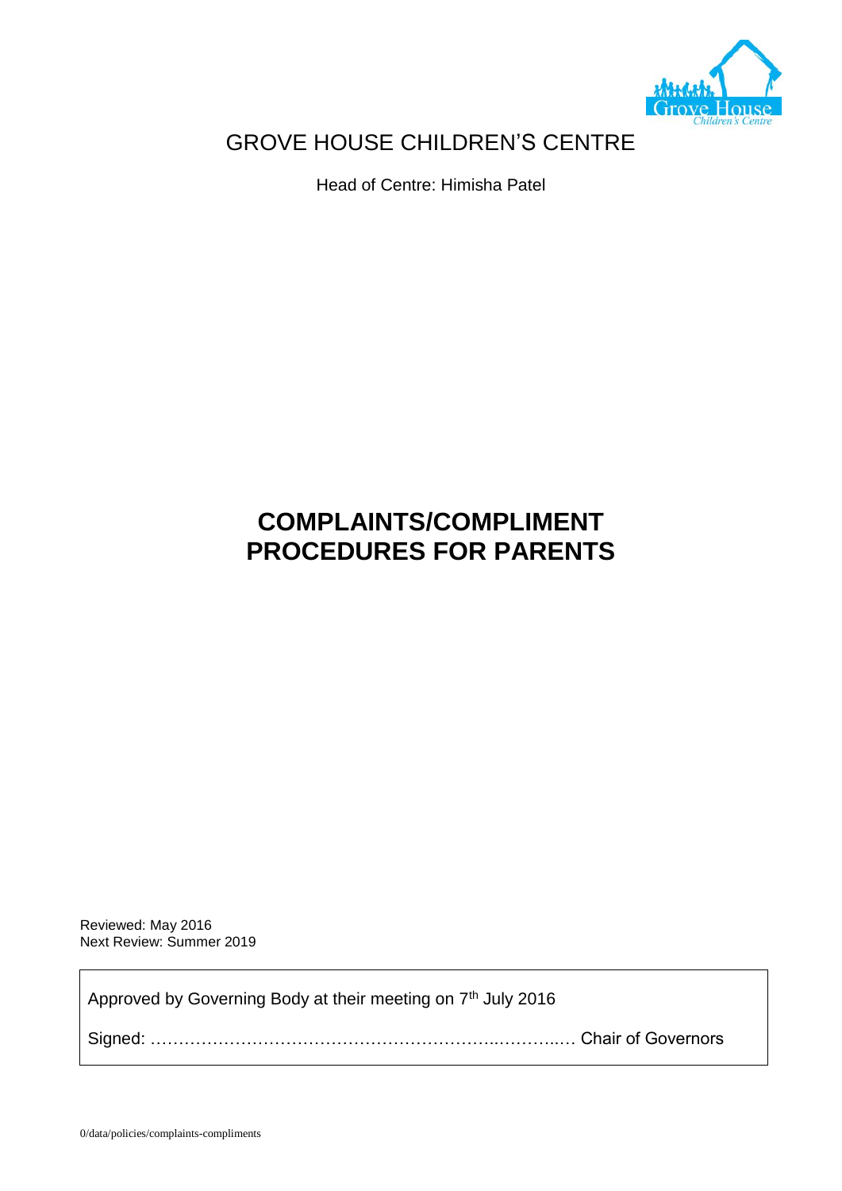# GROVE HOUSE CHILDREN'S CENTRE

Head of Centre: Himisha Patel

# COMPLIMENTS/COMPLIMENT PROCEDURES FOR PARENTS

Reviewed: May 2016
Next Review: Summer 2019

Approved by Governing Body at their meeting on 7th July 2016

Signed: ……………………………………………………..………..… Chair of Governors

0/data/policies/complaints-compliments

# GROVE HOUSE CHILDREN'S CENTRE

Head of Centre: Himisha Patel

# COMPLAINTS/COMPLIMENT PROCEDURES FOR PARENTS

Reviewed: May 2016
Next Review: Summer 2019

Approved by Governing Body at their meeting on 7th July 2016

Signed: ……………………………………………………..………..… Chair of Governors

0/data/policies/complaints-compliments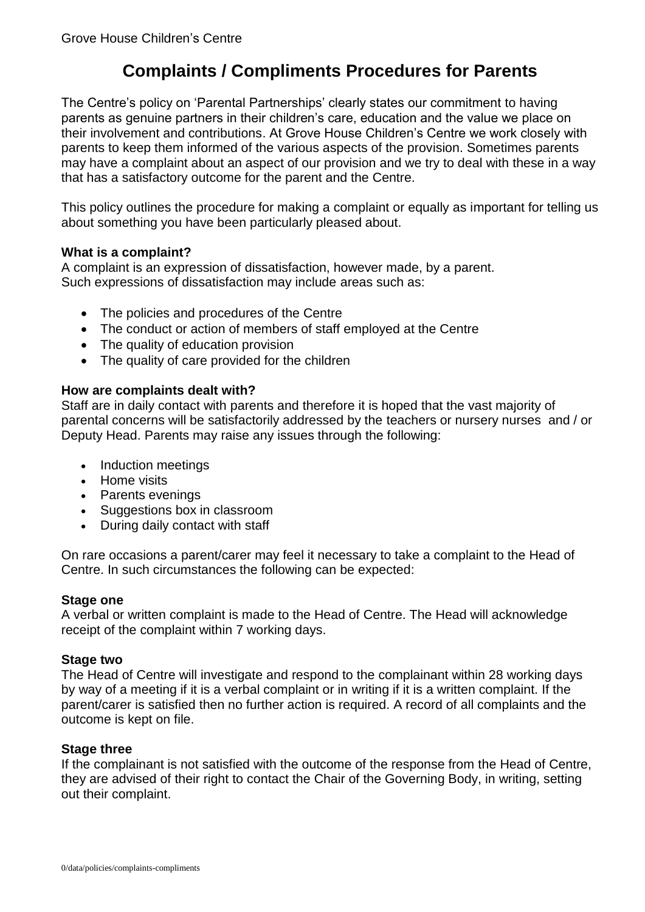Grove House Children's Centre

# Complaints / Compliments Procedures for Parents

The Centre's policy on 'Parental Partnerships' clearly states our commitment to having parents as genuine partners in their children's care, education and the value we place on their involvement and contributions. At Grove House Children's Centre we work closely with parents to keep them informed of the various aspects of the provision. Sometimes parents may have a complaint about an aspect of our provision and we try to deal with these in a way that has a satisfactory outcome for the parent and the Centre.

This policy outlines the procedure for making a complaint or equally as important for telling us about something you have been particularly pleased about.

**What is a complaint?**
A complaint is an expression of dissatisfaction, however made, by a parent.
Such expressions of dissatisfaction may include areas such as:

- The policies and procedures of the Centre
- The conduct or action of members of staff employed at the Centre
- The quality of education provision
- The quality of care provided for the children

**How are complaints dealt with?**
Staff are in daily contact with parents and therefore it is hoped that the vast majority of parental concerns will be satisfactorily addressed by the teachers or nursery nurses and / or Deputy Head. Parents may raise any issues through the following:

- Induction meetings
- Home visits
- Parents evenings
- Suggestions box in classroom
- During daily contact with staff

On rare occasions a parent/carer may feel it necessary to take a complaint to the Head of Centre. In such circumstances the following can be expected:

**Stage one**
A verbal or written complaint is made to the Head of Centre. The Head will acknowledge receipt of the complaint within 7 working days.

**Stage two**
The Head of Centre will investigate and respond to the complainant within 28 working days by way of a meeting if it is a verbal complaint or in writing if it is a written complaint. If the parent/carer is satisfied then no further action is required. A record of all complaints and the outcome is kept on file.

**Stage three**
If the complainant is not satisfied with the outcome of the response from the Head of Centre, they are advised of their right to contact the Chair of the Governing Body, in writing, setting out their complaint.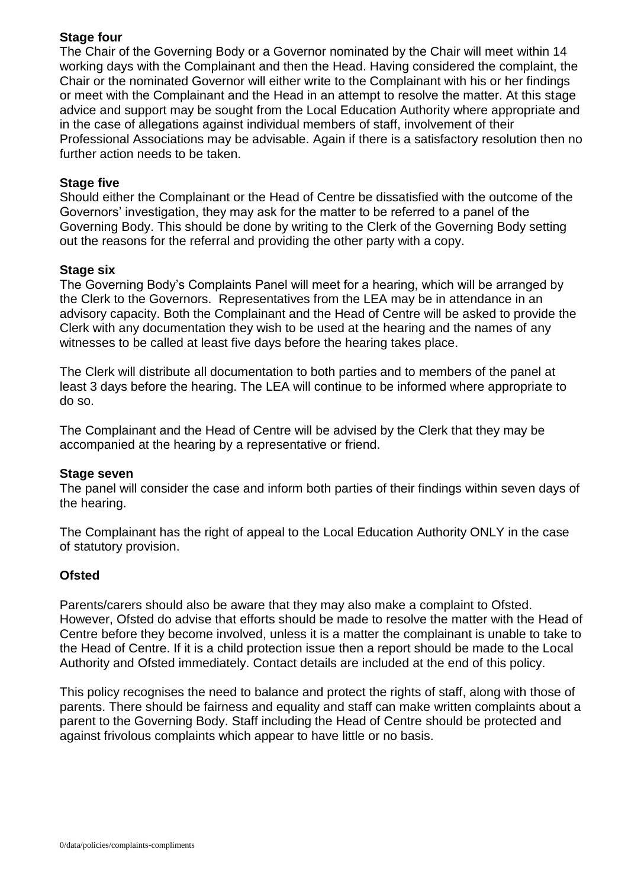**Stage four**
The Chair of the Governing Body or a Governor nominated by the Chair will meet within 14 working days with the Complainant and then the Head. Having considered the complaint, the Chair or the nominated Governor will either write to the Complainant with his or her findings or meet with the Complainant and the Head in an attempt to resolve the matter. At this stage advice and support may be sought from the Local Education Authority where appropriate and in the case of allegations against individual members of staff, involvement of their Professional Associations may be advisable. Again if there is a satisfactory resolution then no further action needs to be taken.

**Stage five**
Should either the Complainant or the Head of Centre be dissatisfied with the outcome of the Governors' investigation, they may ask for the matter to be referred to a panel of the Governing Body. This should be done by writing to the Clerk of the Governing Body setting out the reasons for the referral and providing the other party with a copy.

**Stage six**
The Governing Body's Complaints Panel will meet for a hearing, which will be arranged by the Clerk to the Governors. Representatives from the LEA may be in attendance in an advisory capacity. Both the Complainant and the Head of Centre will be asked to provide the Clerk with any documentation they wish to be used at the hearing and the names of any witnesses to be called at least five days before the hearing takes place.

The Clerk will distribute all documentation to both parties and to members of the panel at least 3 days before the hearing. The LEA will continue to be informed where appropriate to do so.

The Complainant and the Head of Centre will be advised by the Clerk that they may be accompanied at the hearing by a representative or friend.

**Stage seven**
The panel will consider the case and inform both parties of their findings within seven days of the hearing.

The Complainant has the right of appeal to the Local Education Authority ONLY in the case of statutory provision.

**Ofsted**

Parents/carers should also be aware that they may also make a complaint to Ofsted. However, Ofsted do advise that efforts should be made to resolve the matter with the Head of Centre before they become involved, unless it is a matter the complainant is unable to take to the Head of Centre. If it is a child protection issue then a report should be made to the Local Authority and Ofsted immediately. Contact details are included at the end of this policy.

This policy recognises the need to balance and protect the rights of staff, along with those of parents. There should be fairness and equality and staff can make written complaints about a parent to the Governing Body. Staff including the Head of Centre should be protected and against frivolous complaints which appear to have little or no basis.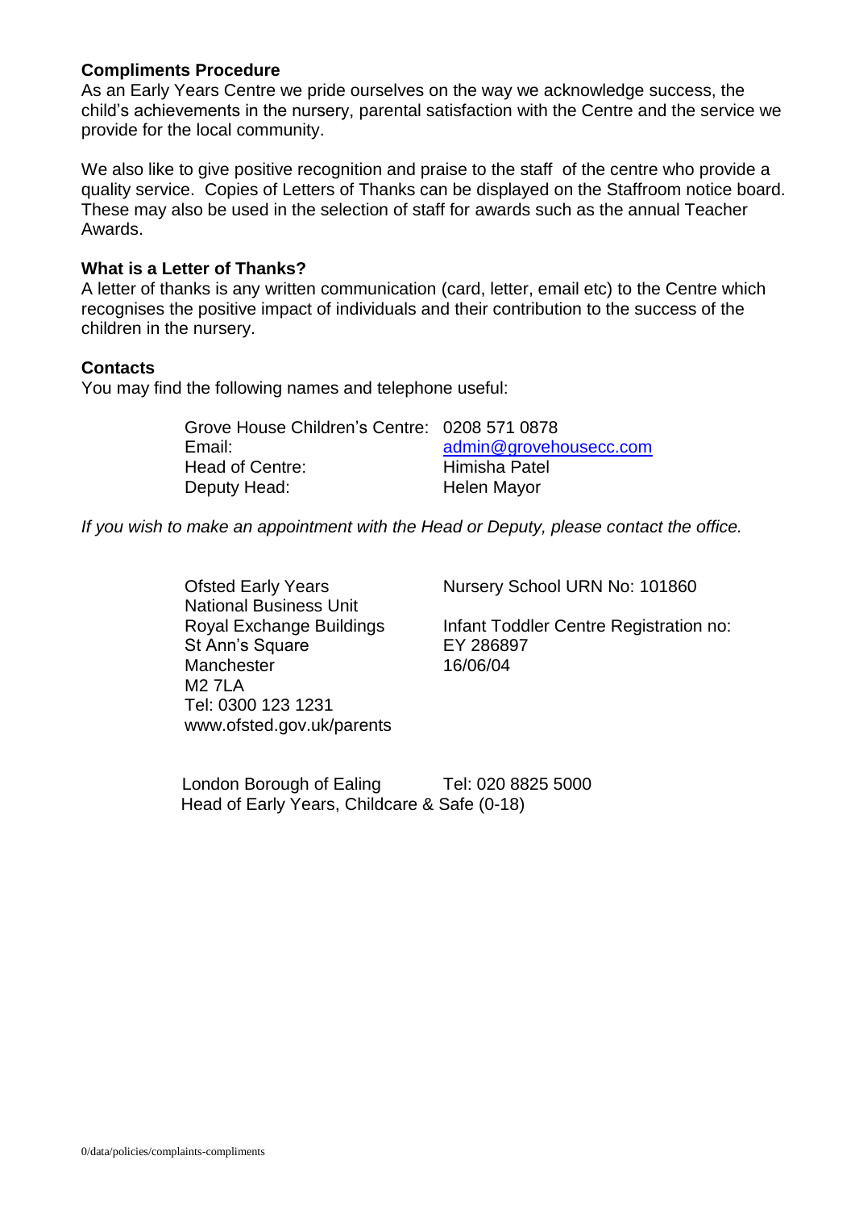**Compliments Procedure**

As an Early Years Centre we pride ourselves on the way we acknowledge success, the child's achievements in the nursery, parental satisfaction with the Centre and the service we provide for the local community.

We also like to give positive recognition and praise to the staff of the centre who provide a quality service. Copies of Letters of Thanks can be displayed on the Staffroom notice board. These may also be used in the selection of staff for awards such as the annual Teacher Awards.

**What is a Letter of Thanks?**

A letter of thanks is any written communication (card, letter, email etc) to the Centre which recognises the positive impact of individuals and their contribution to the success of the children in the nursery.

**Contacts**

You may find the following names and telephone useful:

| | |
|---|---|
| Grove House Children's Centre: | 0208 571 0878 |
| Email: | admin@grovehousecc.com |
| Head of Centre: | Himisha Patel |
| Deputy Head: | Helen Mayor |

*If you wish to make an appointment with the Head or Deputy, please contact the office.*

| | |
|---|---|
| Ofsted Early Years<br>National Business Unit<br>Royal Exchange Buildings<br>St Ann's Square<br>Manchester<br>M2 7LA<br>Tel: 0300 123 1231<br>www.ofsted.gov.uk/parents | Nursery School URN No: 101860<br><br>Infant Toddler Centre Registration no:<br>EY 286897<br>16/06/04 |

London Borough of Ealing Tel: 020 8825 5000
Head of Early Years, Childcare & Safe (0-18)